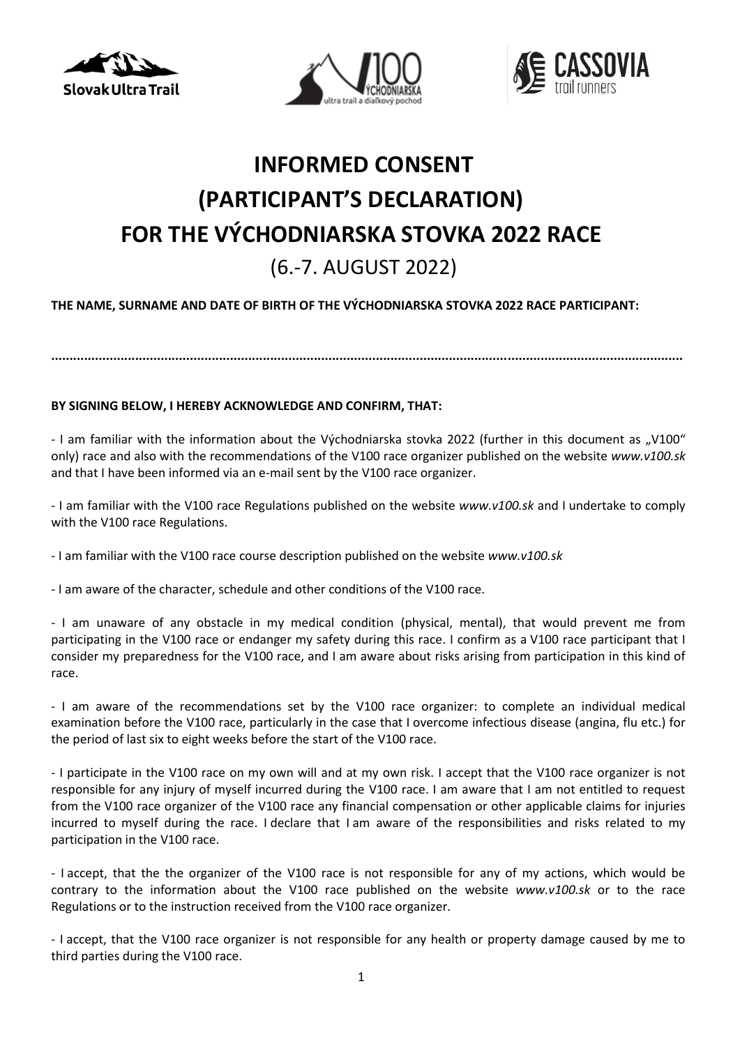# INFORMED CONSENT
# (PARTICIPANT'S DECLARATION)
# FOR THE VÝCHODNIARSKA STOVKA 2022 RACE

## (6.-7. AUGUST 2022)

**THE NAME, SURNAME AND DATE OF BIRTH OF THE VÝCHODNIARSKA STOVKA 2022 RACE PARTICIPANT:**

**..........................................................................................................................................................**

**BY SIGNING BELOW, I HEREBY ACKNOWLEDGE AND CONFIRM, THAT:**

- I am familiar with the information about the Východniarska stovka 2022 (further in this document as „V100" only) race and also with the recommendations of the V100 race organizer published on the website *www.v100.sk* and that I have been informed via an e-mail sent by the V100 race organizer.

- I am familiar with the V100 race Regulations published on the website *www.v100.sk* and I undertake to comply with the V100 race Regulations.

- I am familiar with the V100 race course description published on the website *www.v100.sk*

- I am aware of the character, schedule and other conditions of the V100 race.

- I am unaware of any obstacle in my medical condition (physical, mental), that would prevent me from participating in the V100 race or endanger my safety during this race. I confirm as a V100 race participant that I consider my preparedness for the V100 race, and I am aware about risks arising from participation in this kind of race.

- I am aware of the recommendations set by the V100 race organizer: to complete an individual medical examination before the V100 race, particularly in the case that I overcome infectious disease (angina, flu etc.) for the period of last six to eight weeks before the start of the V100 race.

- I participate in the V100 race on my own will and at my own risk. I accept that the V100 race organizer is not responsible for any injury of myself incurred during the V100 race. I am aware that I am not entitled to request from the V100 race organizer of the V100 race any financial compensation or other applicable claims for injuries incurred to myself during the race. I declare that I am aware of the responsibilities and risks related to my participation in the V100 race.

- I accept, that the the organizer of the V100 race is not responsible for any of my actions, which would be contrary to the information about the V100 race published on the website *www.v100.sk* or to the race Regulations or to the instruction received from the V100 race organizer.

- I accept, that the V100 race organizer is not responsible for any health or property damage caused by me to third parties during the V100 race.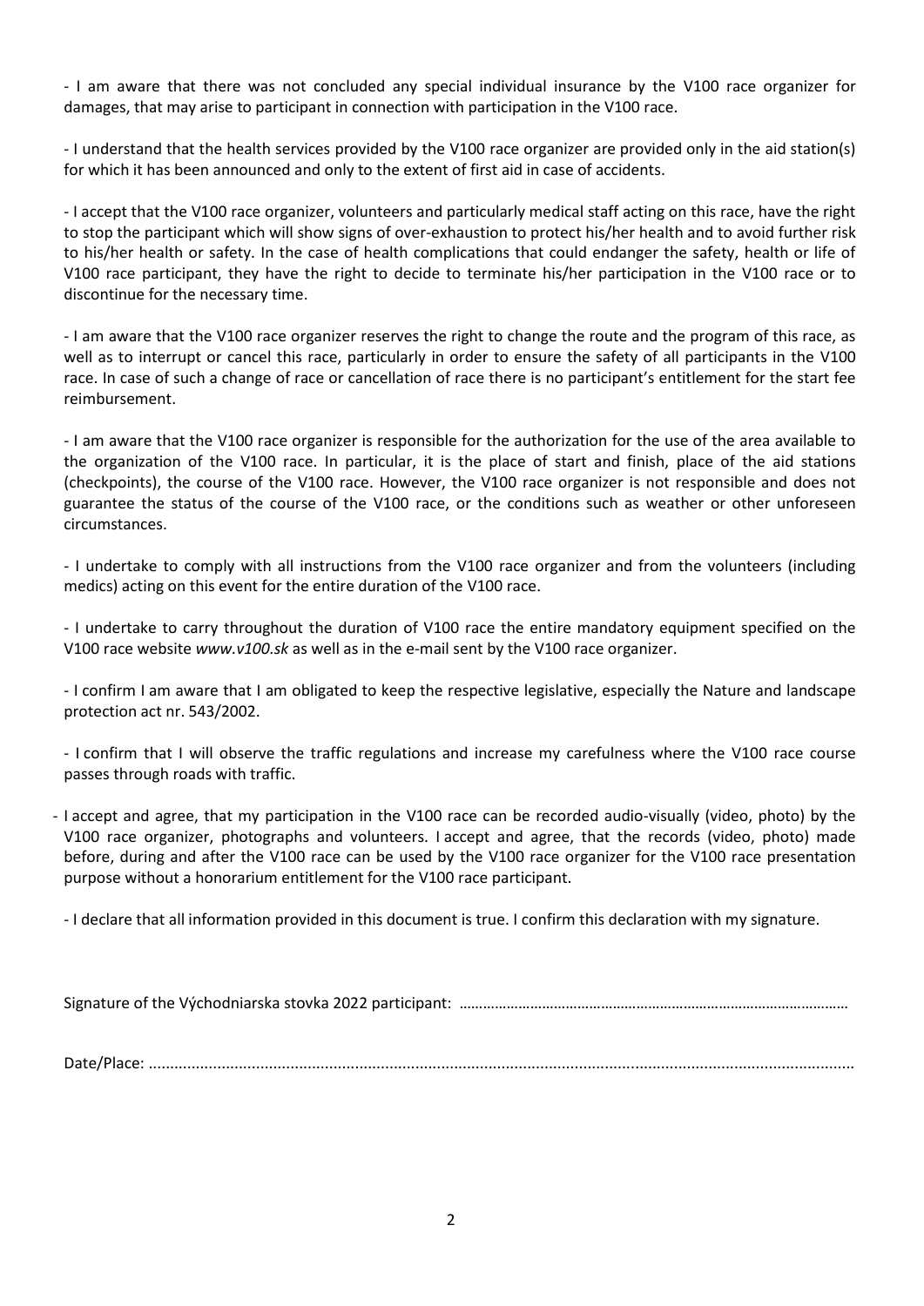- I am aware that there was not concluded any special individual insurance by the V100 race organizer for damages, that may arise to participant in connection with participation in the V100 race.

- I understand that the health services provided by the V100 race organizer are provided only in the aid station(s) for which it has been announced and only to the extent of first aid in case of accidents.

- I accept that the V100 race organizer, volunteers and particularly medical staff acting on this race, have the right to stop the participant which will show signs of over-exhaustion to protect his/her health and to avoid further risk to his/her health or safety. In the case of health complications that could endanger the safety, health or life of V100 race participant, they have the right to decide to terminate his/her participation in the V100 race or to discontinue for the necessary time.

- I am aware that the V100 race organizer reserves the right to change the route and the program of this race, as well as to interrupt or cancel this race, particularly in order to ensure the safety of all participants in the V100 race. In case of such a change of race or cancellation of race there is no participant's entitlement for the start fee reimbursement.

- I am aware that the V100 race organizer is responsible for the authorization for the use of the area available to the organization of the V100 race. In particular, it is the place of start and finish, place of the aid stations (checkpoints), the course of the V100 race. However, the V100 race organizer is not responsible and does not guarantee the status of the course of the V100 race, or the conditions such as weather or other unforeseen circumstances.

- I undertake to comply with all instructions from the V100 race organizer and from the volunteers (including medics) acting on this event for the entire duration of the V100 race.

- I undertake to carry throughout the duration of V100 race the entire mandatory equipment specified on the V100 race website *www.v100.sk* as well as in the e-mail sent by the V100 race organizer.

- I confirm I am aware that I am obligated to keep the respective legislative, especially the Nature and landscape protection act nr. 543/2002.

- I confirm that I will observe the traffic regulations and increase my carefulness where the V100 race course passes through roads with traffic.

- I accept and agree, that my participation in the V100 race can be recorded audio-visually (video, photo) by the V100 race organizer, photographs and volunteers. I accept and agree, that the records (video, photo) made before, during and after the V100 race can be used by the V100 race organizer for the V100 race presentation purpose without a honorarium entitlement for the V100 race participant.

- I declare that all information provided in this document is true. I confirm this declaration with my signature.

Signature of the Východniarska stovka 2022 participant: ………………………………………………………………………………………

Date/Place: ..................................................................................................................................................................